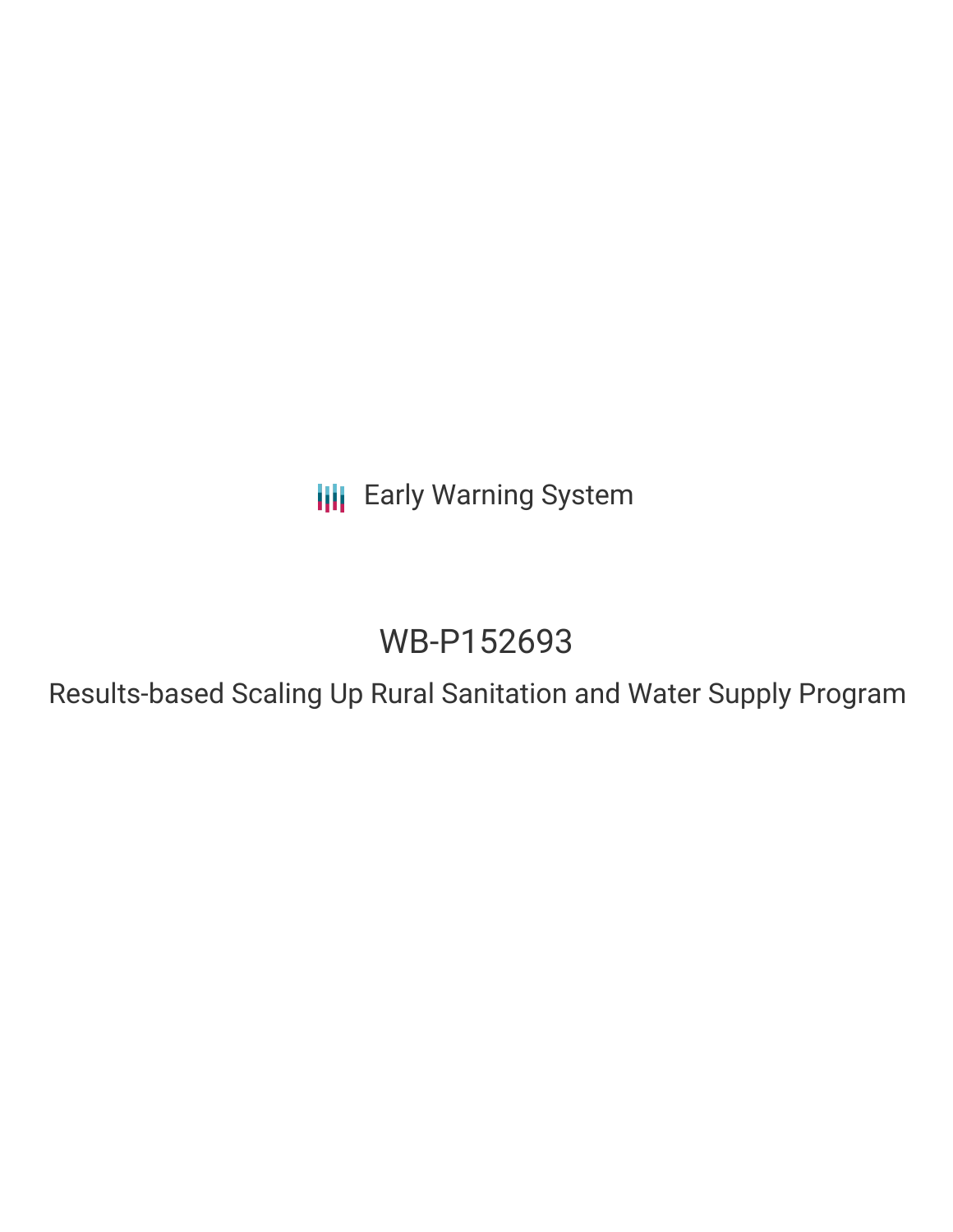Early Warning System

# WB-P152693

## Results-based Scaling Up Rural Sanitation and Water Supply Program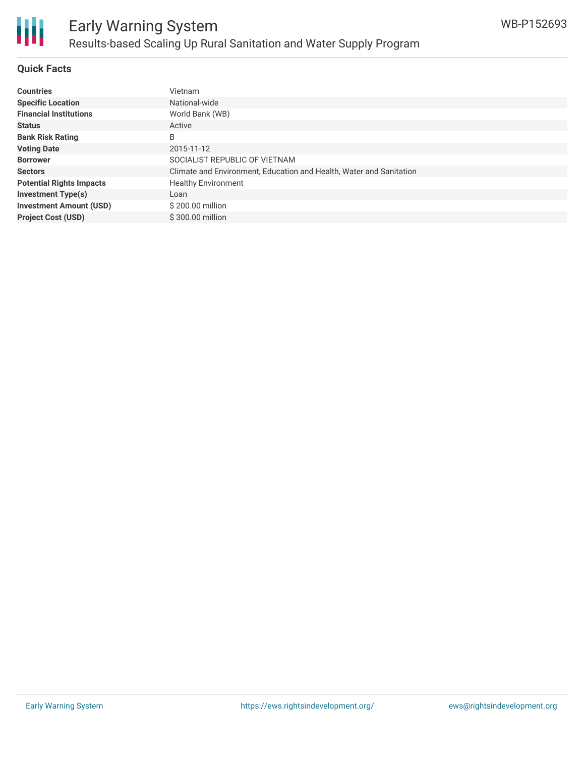# Early Warning System

## Results-based Scaling Up Rural Sanitation and Water Supply Program

WB-P152693

### Quick Facts

| | |
|---|---|
| **Countries** | Vietnam |
| **Specific Location** | National-wide |
| **Financial Institutions** | World Bank (WB) |
| **Status** | Active |
| **Bank Risk Rating** | B |
| **Voting Date** | 2015-11-12 |
| **Borrower** | SOCIALIST REPUBLIC OF VIETNAM |
| **Sectors** | Climate and Environment, Education and Health, Water and Sanitation |
| **Potential Rights Impacts** | Healthy Environment |
| **Investment Type(s)** | Loan |
| **Investment Amount (USD)** | $ 200.00 million |
| **Project Cost (USD)** | $ 300.00 million |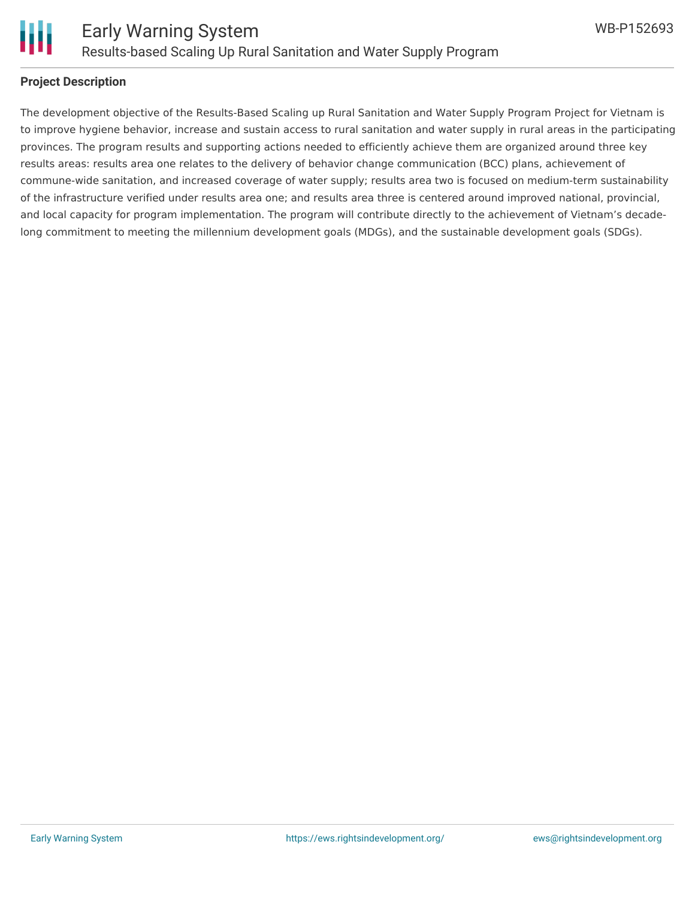**Project Description**

The development objective of the Results-Based Scaling up Rural Sanitation and Water Supply Program Project for Vietnam is to improve hygiene behavior, increase and sustain access to rural sanitation and water supply in rural areas in the participating provinces. The program results and supporting actions needed to efficiently achieve them are organized around three key results areas: results area one relates to the delivery of behavior change communication (BCC) plans, achievement of commune-wide sanitation, and increased coverage of water supply; results area two is focused on medium-term sustainability of the infrastructure verified under results area one; and results area three is centered around improved national, provincial, and local capacity for program implementation. The program will contribute directly to the achievement of Vietnam's decade-long commitment to meeting the millennium development goals (MDGs), and the sustainable development goals (SDGs).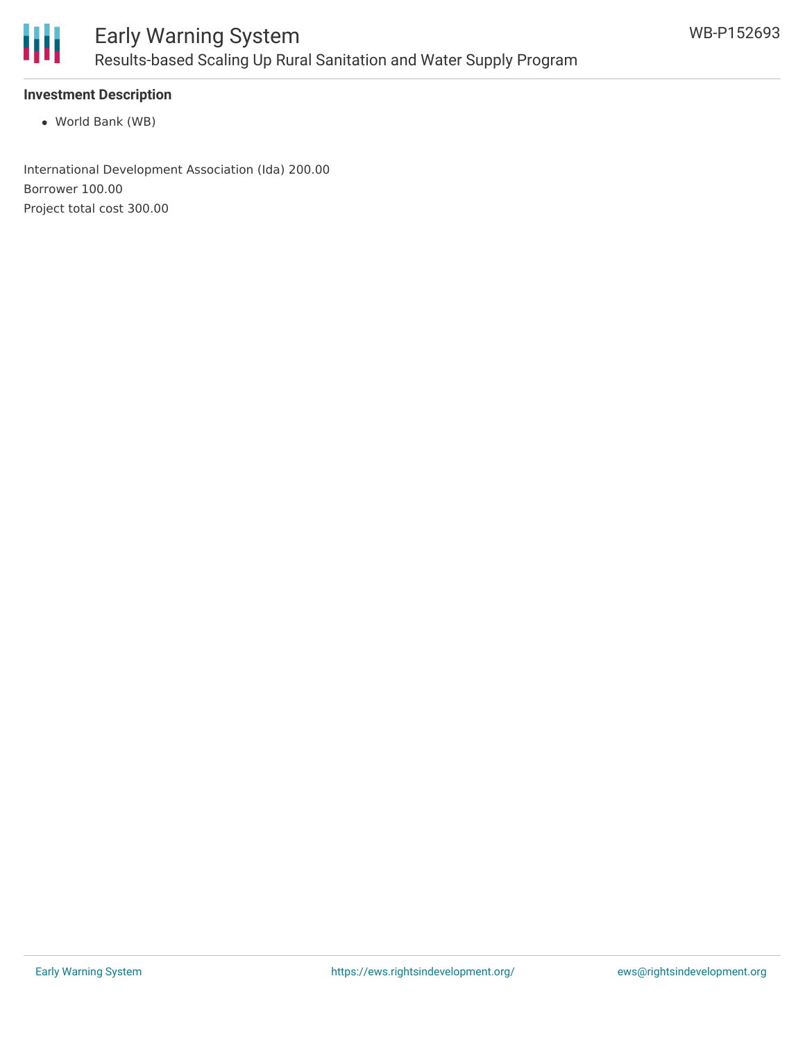**Investment Description**

- World Bank (WB)

International Development Association (Ida) 200.00

Borrower 100.00

Project total cost 300.00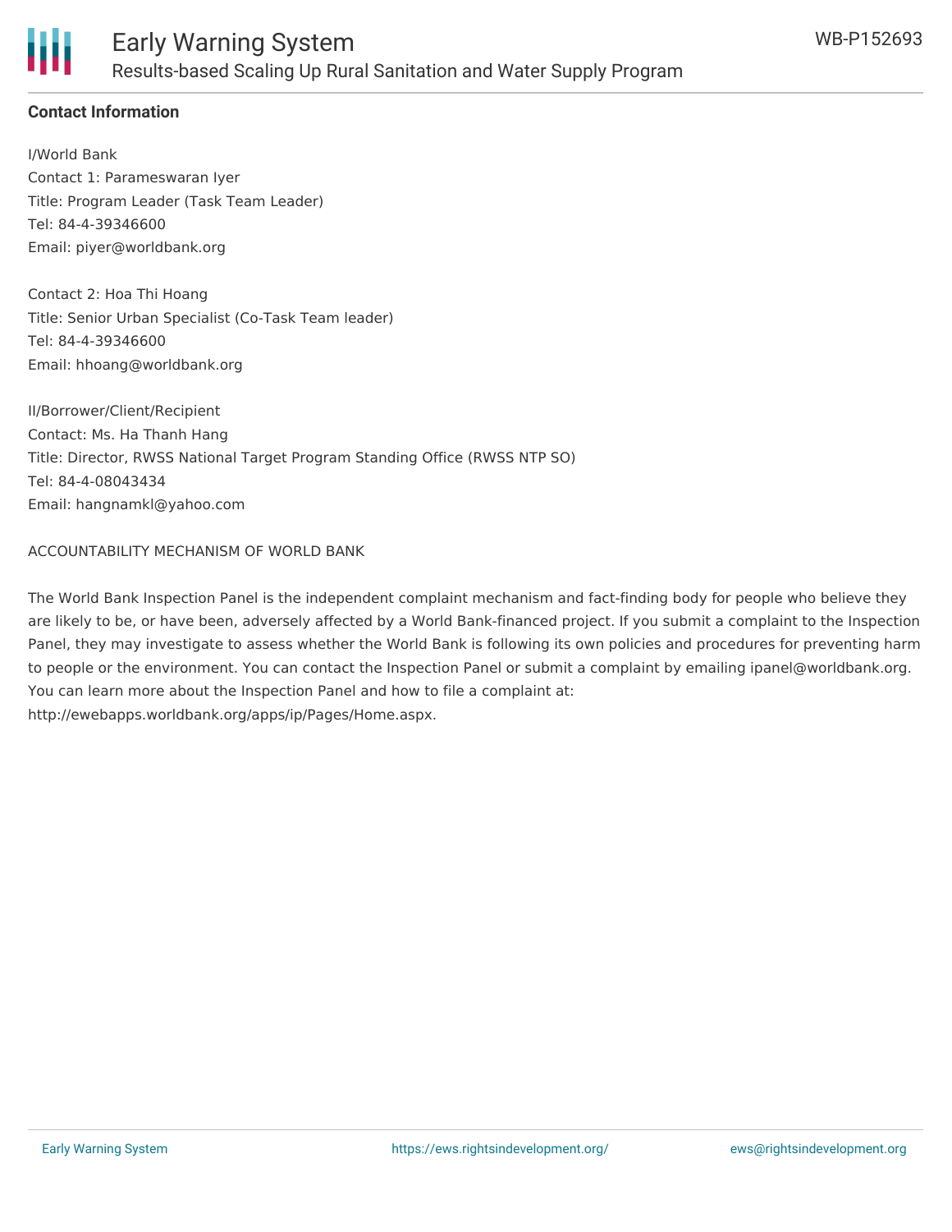## Contact Information

I/World Bank
Contact 1: Parameswaran Iyer
Title: Program Leader (Task Team Leader)
Tel: 84-4-39346600
Email: piyer@worldbank.org

Contact 2: Hoa Thi Hoang
Title: Senior Urban Specialist (Co-Task Team leader)
Tel: 84-4-39346600
Email: hhoang@worldbank.org

II/Borrower/Client/Recipient
Contact: Ms. Ha Thanh Hang
Title: Director, RWSS National Target Program Standing Office (RWSS NTP SO)
Tel: 84-4-08043434
Email: hangnamkl@yahoo.com

ACCOUNTABILITY MECHANISM OF WORLD BANK

The World Bank Inspection Panel is the independent complaint mechanism and fact-finding body for people who believe they are likely to be, or have been, adversely affected by a World Bank-financed project. If you submit a complaint to the Inspection Panel, they may investigate to assess whether the World Bank is following its own policies and procedures for preventing harm to people or the environment. You can contact the Inspection Panel or submit a complaint by emailing ipanel@worldbank.org. You can learn more about the Inspection Panel and how to file a complaint at: http://ewebapps.worldbank.org/apps/ip/Pages/Home.aspx.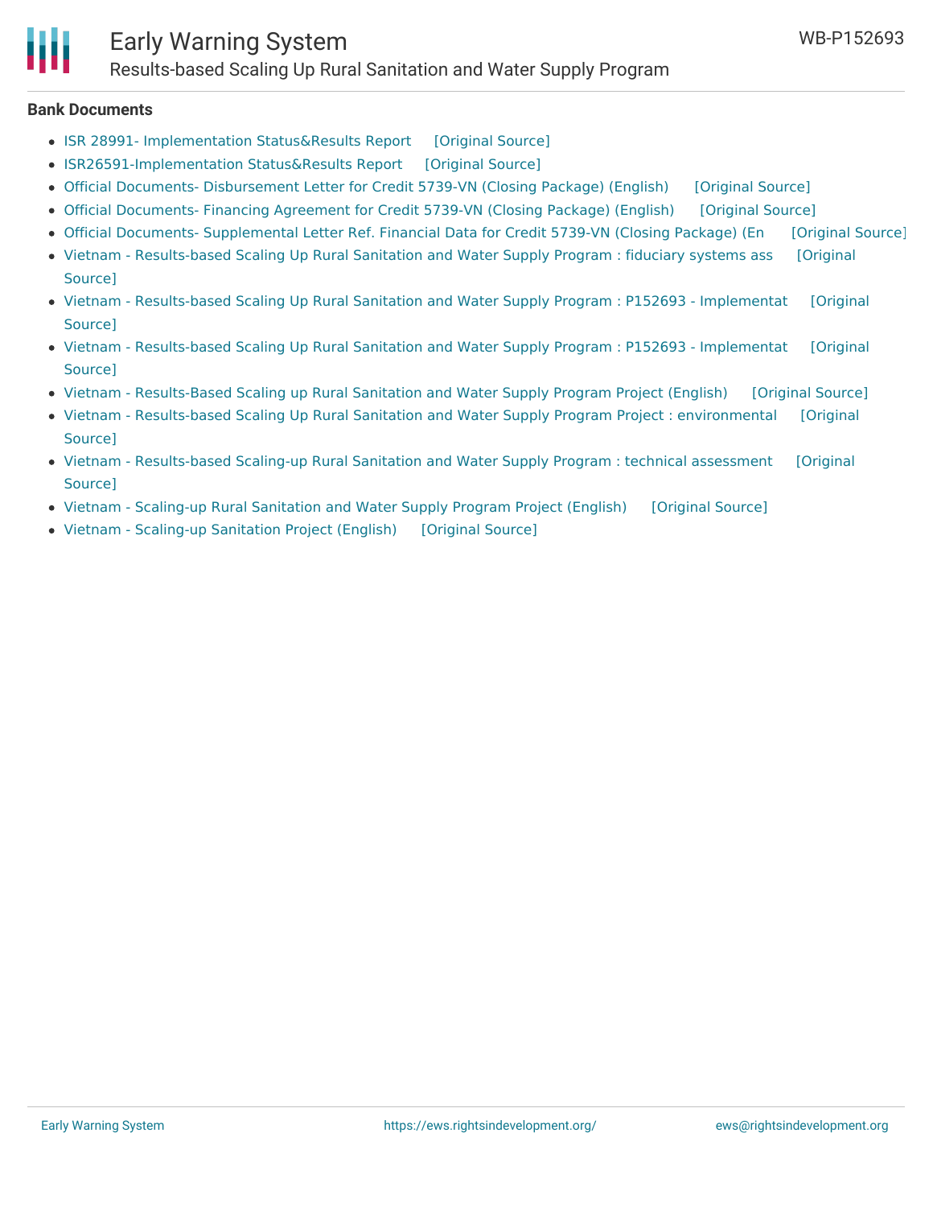## Bank Documents

- ISR 28991- Implementation Status&Results Report [Original Source]
- ISR26591-Implementation Status&Results Report [Original Source]
- Official Documents- Disbursement Letter for Credit 5739-VN (Closing Package) (English) [Original Source]
- Official Documents- Financing Agreement for Credit 5739-VN (Closing Package) (English) [Original Source]
- Official Documents- Supplemental Letter Ref. Financial Data for Credit 5739-VN (Closing Package) (En [Original Source]
- Vietnam - Results-based Scaling Up Rural Sanitation and Water Supply Program : fiduciary systems ass [Original Source]
- Vietnam - Results-based Scaling Up Rural Sanitation and Water Supply Program : P152693 - Implementat [Original Source]
- Vietnam - Results-based Scaling Up Rural Sanitation and Water Supply Program : P152693 - Implementat [Original Source]
- Vietnam - Results-Based Scaling up Rural Sanitation and Water Supply Program Project (English) [Original Source]
- Vietnam - Results-based Scaling Up Rural Sanitation and Water Supply Program Project : environmental [Original Source]
- Vietnam - Results-based Scaling-up Rural Sanitation and Water Supply Program : technical assessment [Original Source]
- Vietnam - Scaling-up Rural Sanitation and Water Supply Program Project (English) [Original Source]
- Vietnam - Scaling-up Sanitation Project (English) [Original Source]